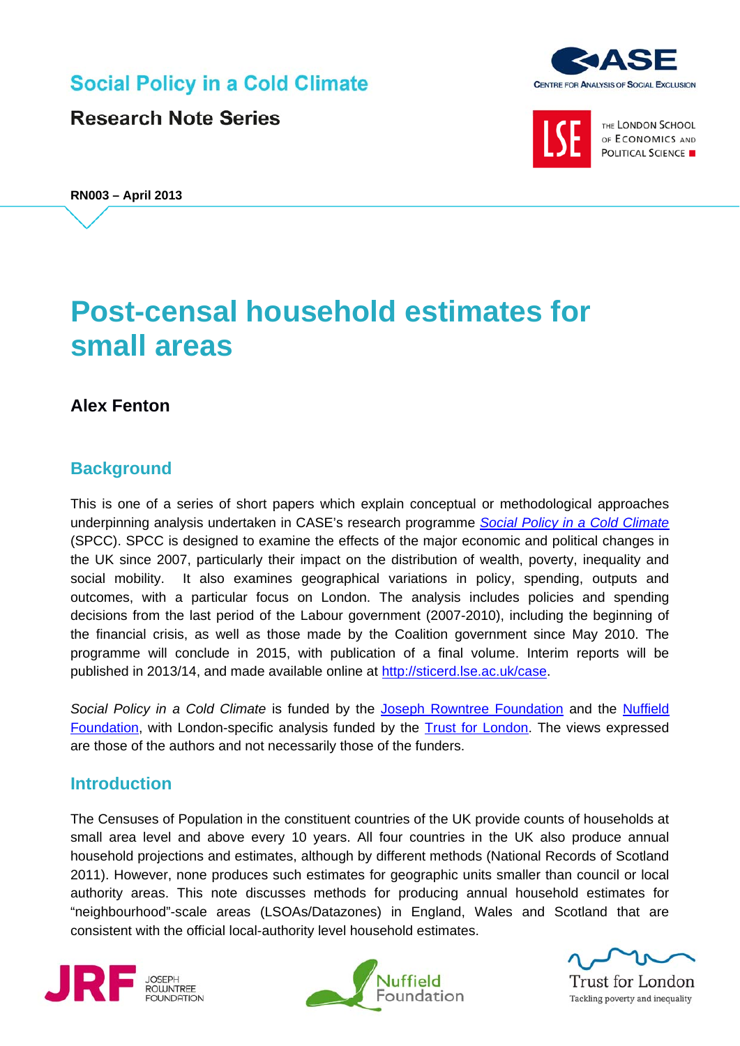Social Policy in a Cold Climate

Research Note Series

**RN003 – April 2013**

# Post-censal household estimates for small areas

**Alex Fenton**

## Background

This is one of a series of short papers which explain conceptual or methodological approaches underpinning analysis undertaken in CASE's research programme *Social Policy in a Cold Climate* (SPCC). SPCC is designed to examine the effects of the major economic and political changes in the UK since 2007, particularly their impact on the distribution of wealth, poverty, inequality and social mobility. It also examines geographical variations in policy, spending, outputs and outcomes, with a particular focus on London. The analysis includes policies and spending decisions from the last period of the Labour government (2007-2010), including the beginning of the financial crisis, as well as those made by the Coalition government since May 2010. The programme will conclude in 2015, with publication of a final volume. Interim reports will be published in 2013/14, and made available online at http://sticerd.lse.ac.uk/case.

*Social Policy in a Cold Climate* is funded by the Joseph Rowntree Foundation and the Nuffield Foundation, with London-specific analysis funded by the Trust for London. The views expressed are those of the authors and not necessarily those of the funders.

## Introduction

The Censuses of Population in the constituent countries of the UK provide counts of households at small area level and above every 10 years. All four countries in the UK also produce annual household projections and estimates, although by different methods (National Records of Scotland 2011). However, none produces such estimates for geographic units smaller than council or local authority areas. This note discusses methods for producing annual household estimates for "neighbourhood"-scale areas (LSOAs/Datazones) in England, Wales and Scotland that are consistent with the official local-authority level household estimates.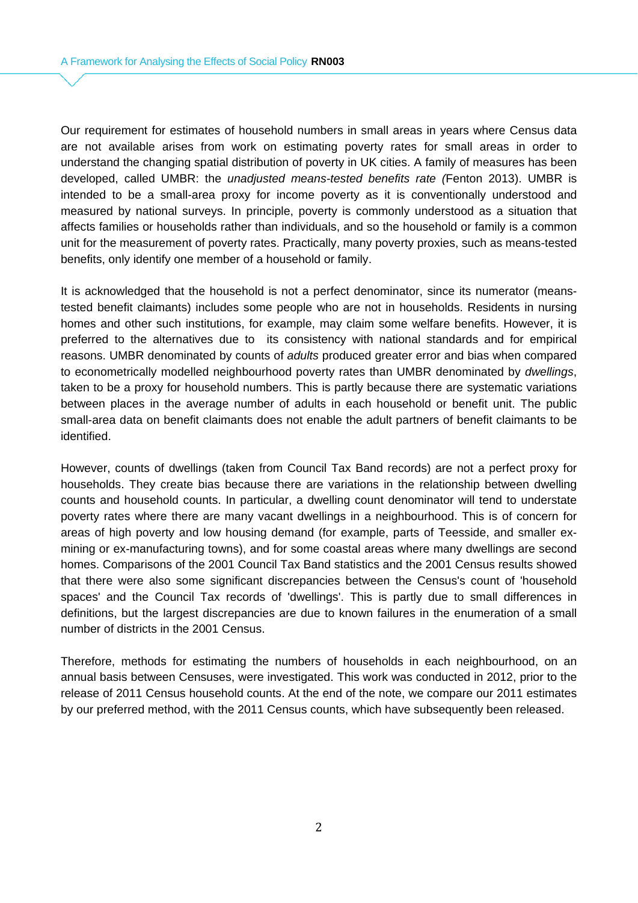Our requirement for estimates of household numbers in small areas in years where Census data are not available arises from work on estimating poverty rates for small areas in order to understand the changing spatial distribution of poverty in UK cities. A family of measures has been developed, called UMBR: the *unadjusted means-tested benefits rate (*Fenton 2013). UMBR is intended to be a small-area proxy for income poverty as it is conventionally understood and measured by national surveys. In principle, poverty is commonly understood as a situation that affects families or households rather than individuals, and so the household or family is a common unit for the measurement of poverty rates. Practically, many poverty proxies, such as means-tested benefits, only identify one member of a household or family.

It is acknowledged that the household is not a perfect denominator, since its numerator (means-tested benefit claimants) includes some people who are not in households. Residents in nursing homes and other such institutions, for example, may claim some welfare benefits. However, it is preferred to the alternatives due to its consistency with national standards and for empirical reasons. UMBR denominated by counts of *adults* produced greater error and bias when compared to econometrically modelled neighbourhood poverty rates than UMBR denominated by *dwellings*, taken to be a proxy for household numbers. This is partly because there are systematic variations between places in the average number of adults in each household or benefit unit. The public small-area data on benefit claimants does not enable the adult partners of benefit claimants to be identified.

However, counts of dwellings (taken from Council Tax Band records) are not a perfect proxy for households. They create bias because there are variations in the relationship between dwelling counts and household counts. In particular, a dwelling count denominator will tend to understate poverty rates where there are many vacant dwellings in a neighbourhood. This is of concern for areas of high poverty and low housing demand (for example, parts of Teesside, and smaller ex-mining or ex-manufacturing towns), and for some coastal areas where many dwellings are second homes. Comparisons of the 2001 Council Tax Band statistics and the 2001 Census results showed that there were also some significant discrepancies between the Census's count of 'household spaces' and the Council Tax records of 'dwellings'. This is partly due to small differences in definitions, but the largest discrepancies are due to known failures in the enumeration of a small number of districts in the 2001 Census.

Therefore, methods for estimating the numbers of households in each neighbourhood, on an annual basis between Censuses, were investigated. This work was conducted in 2012, prior to the release of 2011 Census household counts. At the end of the note, we compare our 2011 estimates by our preferred method, with the 2011 Census counts, which have subsequently been released.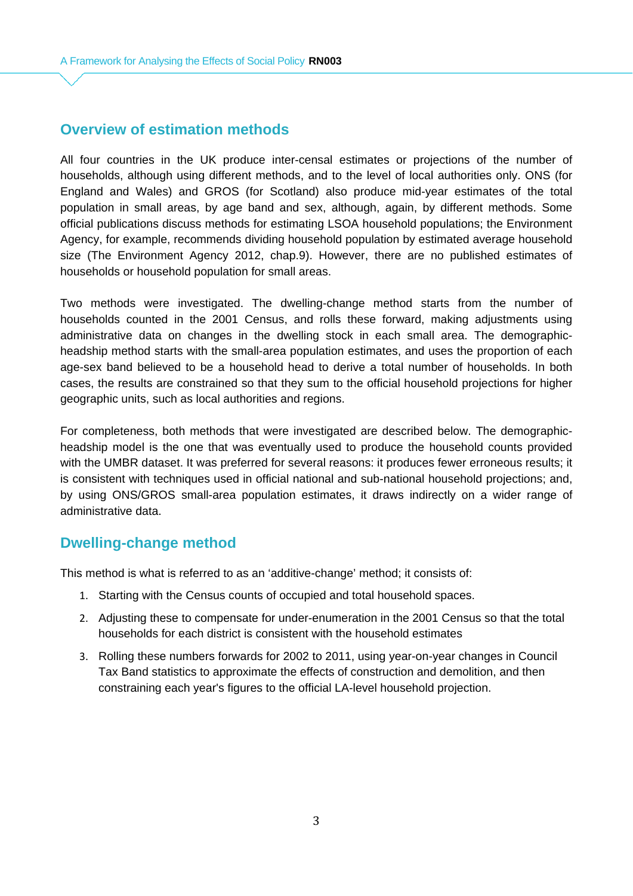## Overview of estimation methods

All four countries in the UK produce inter-censal estimates or projections of the number of households, although using different methods, and to the level of local authorities only. ONS (for England and Wales) and GROS (for Scotland) also produce mid-year estimates of the total population in small areas, by age band and sex, although, again, by different methods. Some official publications discuss methods for estimating LSOA household populations; the Environment Agency, for example, recommends dividing household population by estimated average household size (The Environment Agency 2012, chap.9). However, there are no published estimates of households or household population for small areas.

Two methods were investigated. The dwelling-change method starts from the number of households counted in the 2001 Census, and rolls these forward, making adjustments using administrative data on changes in the dwelling stock in each small area. The demographic-headship method starts with the small-area population estimates, and uses the proportion of each age-sex band believed to be a household head to derive a total number of households. In both cases, the results are constrained so that they sum to the official household projections for higher geographic units, such as local authorities and regions.

For completeness, both methods that were investigated are described below. The demographic-headship model is the one that was eventually used to produce the household counts provided with the UMBR dataset. It was preferred for several reasons: it produces fewer erroneous results; it is consistent with techniques used in official national and sub-national household projections; and, by using ONS/GROS small-area population estimates, it draws indirectly on a wider range of administrative data.

## Dwelling-change method

This method is what is referred to as an 'additive-change' method; it consists of:

1. Starting with the Census counts of occupied and total household spaces.
2. Adjusting these to compensate for under-enumeration in the 2001 Census so that the total households for each district is consistent with the household estimates
3. Rolling these numbers forwards for 2002 to 2011, using year-on-year changes in Council Tax Band statistics to approximate the effects of construction and demolition, and then constraining each year's figures to the official LA-level household projection.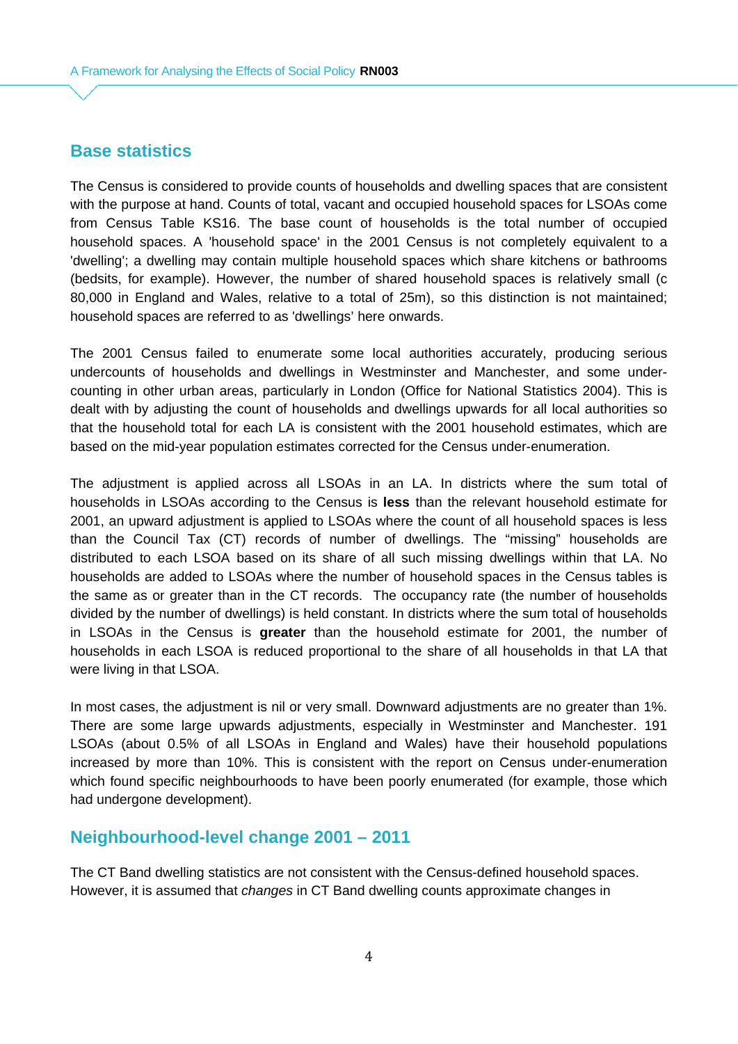## Base statistics

The Census is considered to provide counts of households and dwelling spaces that are consistent with the purpose at hand. Counts of total, vacant and occupied household spaces for LSOAs come from Census Table KS16. The base count of households is the total number of occupied household spaces. A 'household space' in the 2001 Census is not completely equivalent to a 'dwelling'; a dwelling may contain multiple household spaces which share kitchens or bathrooms (bedsits, for example). However, the number of shared household spaces is relatively small (c 80,000 in England and Wales, relative to a total of 25m), so this distinction is not maintained; household spaces are referred to as 'dwellings' here onwards.

The 2001 Census failed to enumerate some local authorities accurately, producing serious undercounts of households and dwellings in Westminster and Manchester, and some under-counting in other urban areas, particularly in London (Office for National Statistics 2004). This is dealt with by adjusting the count of households and dwellings upwards for all local authorities so that the household total for each LA is consistent with the 2001 household estimates, which are based on the mid-year population estimates corrected for the Census under-enumeration.

The adjustment is applied across all LSOAs in an LA. In districts where the sum total of households in LSOAs according to the Census is **less** than the relevant household estimate for 2001, an upward adjustment is applied to LSOAs where the count of all household spaces is less than the Council Tax (CT) records of number of dwellings. The "missing" households are distributed to each LSOA based on its share of all such missing dwellings within that LA. No households are added to LSOAs where the number of household spaces in the Census tables is the same as or greater than in the CT records. The occupancy rate (the number of households divided by the number of dwellings) is held constant. In districts where the sum total of households in LSOAs in the Census is **greater** than the household estimate for 2001, the number of households in each LSOA is reduced proportional to the share of all households in that LA that were living in that LSOA.

In most cases, the adjustment is nil or very small. Downward adjustments are no greater than 1%. There are some large upwards adjustments, especially in Westminster and Manchester. 191 LSOAs (about 0.5% of all LSOAs in England and Wales) have their household populations increased by more than 10%. This is consistent with the report on Census under-enumeration which found specific neighbourhoods to have been poorly enumerated (for example, those which had undergone development).

## Neighbourhood-level change 2001 – 2011

The CT Band dwelling statistics are not consistent with the Census-defined household spaces. However, it is assumed that *changes* in CT Band dwelling counts approximate changes in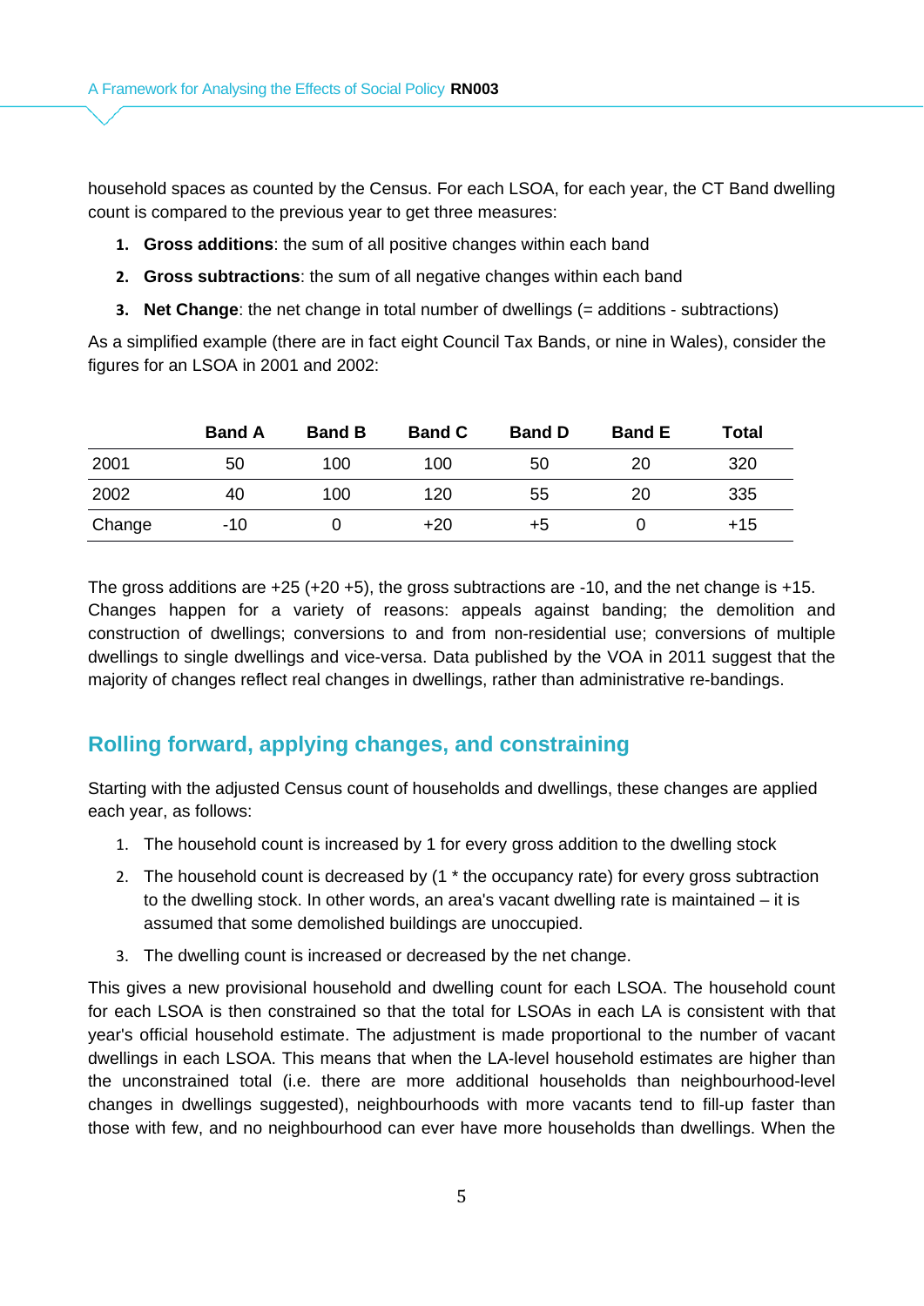household spaces as counted by the Census. For each LSOA, for each year, the CT Band dwelling count is compared to the previous year to get three measures:

1. **Gross additions**: the sum of all positive changes within each band
2. **Gross subtractions**: the sum of all negative changes within each band
3. **Net Change**: the net change in total number of dwellings (= additions - subtractions)

As a simplified example (there are in fact eight Council Tax Bands, or nine in Wales), consider the figures for an LSOA in 2001 and 2002:

| | Band A | Band B | Band C | Band D | Band E | Total |
|---|---|---|---|---|---|---|
| 2001 | 50 | 100 | 100 | 50 | 20 | 320 |
| 2002 | 40 | 100 | 120 | 55 | 20 | 335 |
| Change | -10 | 0 | +20 | +5 | 0 | +15 |

The gross additions are +25 (+20 +5), the gross subtractions are -10, and the net change is +15. Changes happen for a variety of reasons: appeals against banding; the demolition and construction of dwellings; conversions to and from non-residential use; conversions of multiple dwellings to single dwellings and vice-versa. Data published by the VOA in 2011 suggest that the majority of changes reflect real changes in dwellings, rather than administrative re-bandings.

## Rolling forward, applying changes, and constraining

Starting with the adjusted Census count of households and dwellings, these changes are applied each year, as follows:

1. The household count is increased by 1 for every gross addition to the dwelling stock
2. The household count is decreased by (1 * the occupancy rate) for every gross subtraction to the dwelling stock. In other words, an area's vacant dwelling rate is maintained – it is assumed that some demolished buildings are unoccupied.
3. The dwelling count is increased or decreased by the net change.

This gives a new provisional household and dwelling count for each LSOA. The household count for each LSOA is then constrained so that the total for LSOAs in each LA is consistent with that year's official household estimate. The adjustment is made proportional to the number of vacant dwellings in each LSOA. This means that when the LA-level household estimates are higher than the unconstrained total (i.e. there are more additional households than neighbourhood-level changes in dwellings suggested), neighbourhoods with more vacants tend to fill-up faster than those with few, and no neighbourhood can ever have more households than dwellings. When the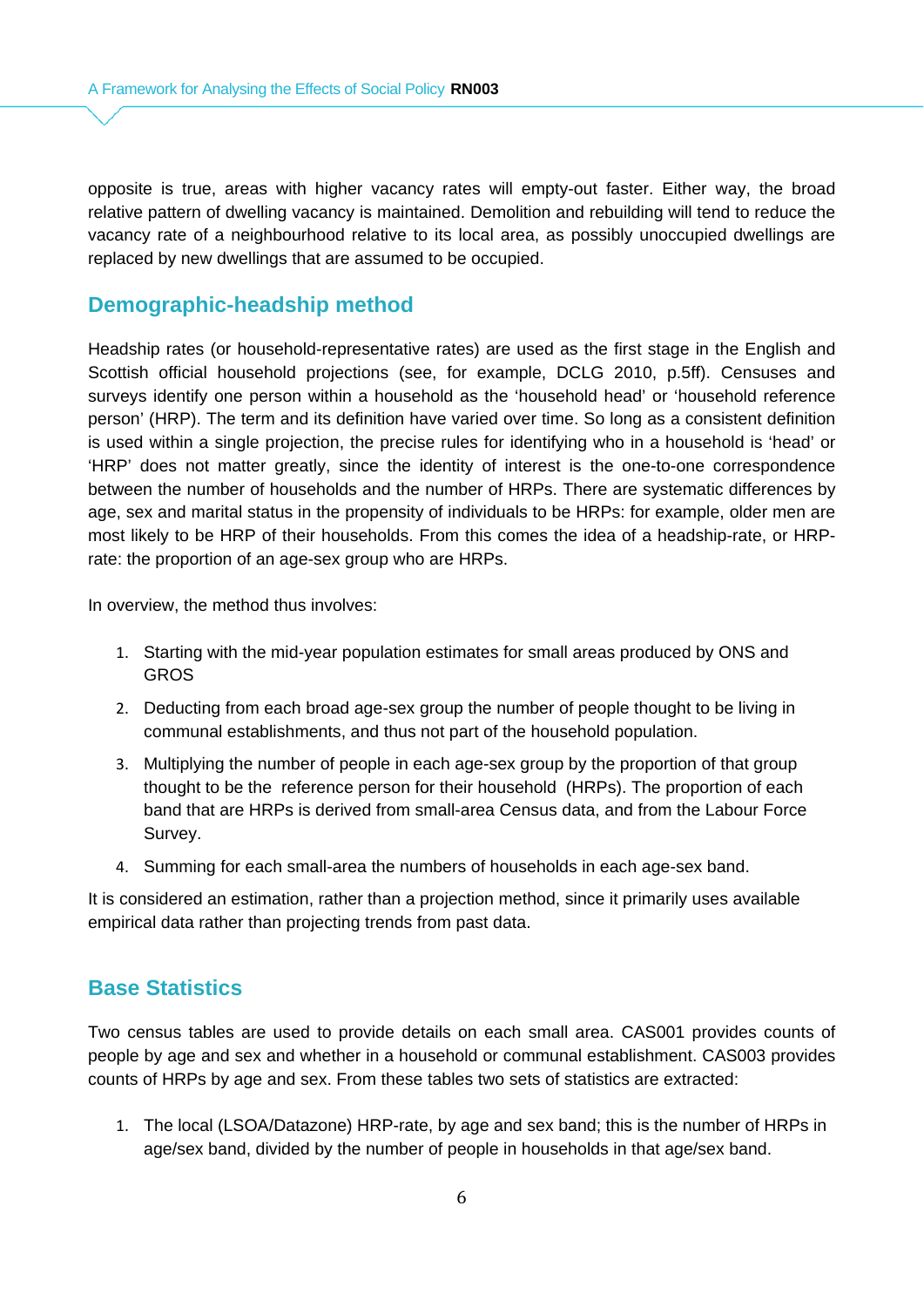opposite is true, areas with higher vacancy rates will empty-out faster. Either way, the broad relative pattern of dwelling vacancy is maintained. Demolition and rebuilding will tend to reduce the vacancy rate of a neighbourhood relative to its local area, as possibly unoccupied dwellings are replaced by new dwellings that are assumed to be occupied.

## Demographic-headship method

Headship rates (or household-representative rates) are used as the first stage in the English and Scottish official household projections (see, for example, DCLG 2010, p.5ff). Censuses and surveys identify one person within a household as the 'household head' or 'household reference person' (HRP). The term and its definition have varied over time. So long as a consistent definition is used within a single projection, the precise rules for identifying who in a household is 'head' or 'HRP' does not matter greatly, since the identity of interest is the one-to-one correspondence between the number of households and the number of HRPs. There are systematic differences by age, sex and marital status in the propensity of individuals to be HRPs: for example, older men are most likely to be HRP of their households. From this comes the idea of a headship-rate, or HRP-rate: the proportion of an age-sex group who are HRPs.

In overview, the method thus involves:

1. Starting with the mid-year population estimates for small areas produced by ONS and GROS
2. Deducting from each broad age-sex group the number of people thought to be living in communal establishments, and thus not part of the household population.
3. Multiplying the number of people in each age-sex group by the proportion of that group thought to be the reference person for their household (HRPs). The proportion of each band that are HRPs is derived from small-area Census data, and from the Labour Force Survey.
4. Summing for each small-area the numbers of households in each age-sex band.

It is considered an estimation, rather than a projection method, since it primarily uses available empirical data rather than projecting trends from past data.

## Base Statistics

Two census tables are used to provide details on each small area. CAS001 provides counts of people by age and sex and whether in a household or communal establishment. CAS003 provides counts of HRPs by age and sex. From these tables two sets of statistics are extracted:

1. The local (LSOA/Datazone) HRP-rate, by age and sex band; this is the number of HRPs in age/sex band, divided by the number of people in households in that age/sex band.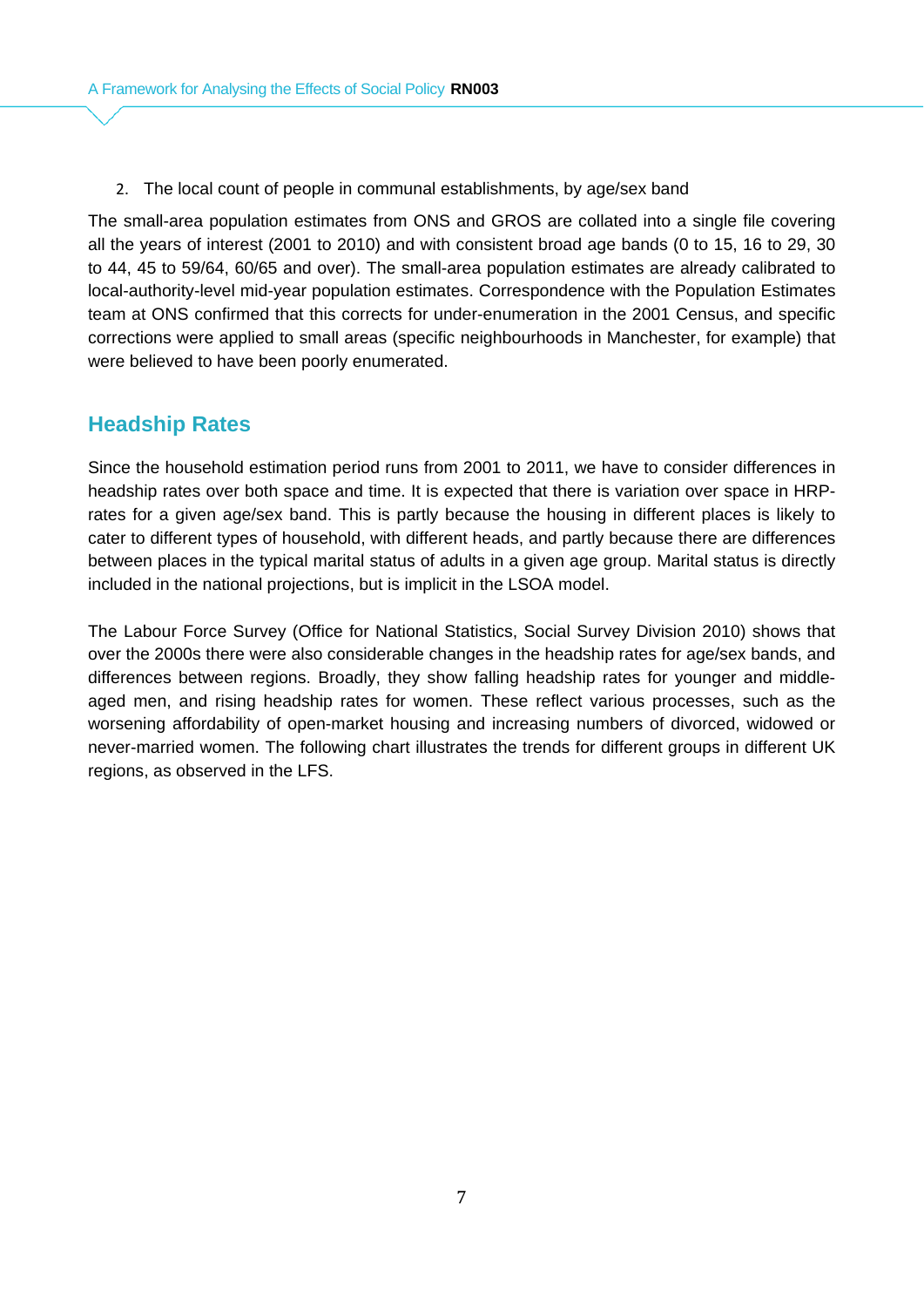2. The local count of people in communal establishments, by age/sex band

The small-area population estimates from ONS and GROS are collated into a single file covering all the years of interest (2001 to 2010) and with consistent broad age bands (0 to 15, 16 to 29, 30 to 44, 45 to 59/64, 60/65 and over). The small-area population estimates are already calibrated to local-authority-level mid-year population estimates. Correspondence with the Population Estimates team at ONS confirmed that this corrects for under-enumeration in the 2001 Census, and specific corrections were applied to small areas (specific neighbourhoods in Manchester, for example) that were believed to have been poorly enumerated.

## Headship Rates

Since the household estimation period runs from 2001 to 2011, we have to consider differences in headship rates over both space and time. It is expected that there is variation over space in HRP-rates for a given age/sex band. This is partly because the housing in different places is likely to cater to different types of household, with different heads, and partly because there are differences between places in the typical marital status of adults in a given age group. Marital status is directly included in the national projections, but is implicit in the LSOA model.

The Labour Force Survey (Office for National Statistics, Social Survey Division 2010) shows that over the 2000s there were also considerable changes in the headship rates for age/sex bands, and differences between regions. Broadly, they show falling headship rates for younger and middle-aged men, and rising headship rates for women. These reflect various processes, such as the worsening affordability of open-market housing and increasing numbers of divorced, widowed or never-married women. The following chart illustrates the trends for different groups in different UK regions, as observed in the LFS.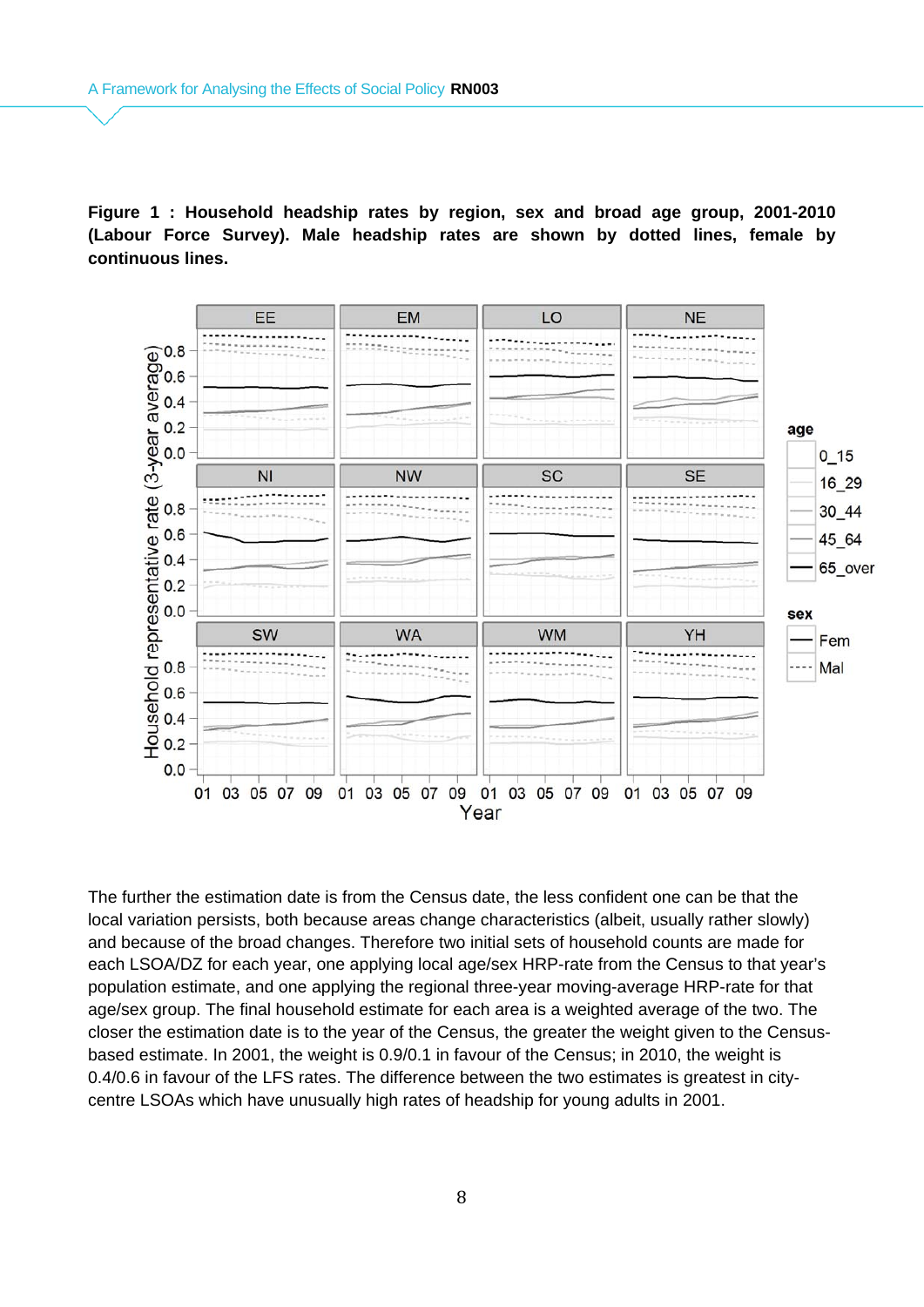**Figure 1 : Household headship rates by region, sex and broad age group, 2001-2010 (Labour Force Survey). Male headship rates are shown by dotted lines, female by continuous lines.**

The further the estimation date is from the Census date, the less confident one can be that the local variation persists, both because areas change characteristics (albeit, usually rather slowly) and because of the broad changes. Therefore two initial sets of household counts are made for each LSOA/DZ for each year, one applying local age/sex HRP-rate from the Census to that year's population estimate, and one applying the regional three-year moving-average HRP-rate for that age/sex group. The final household estimate for each area is a weighted average of the two. The closer the estimation date is to the year of the Census, the greater the weight given to the Census-based estimate. In 2001, the weight is 0.9/0.1 in favour of the Census; in 2010, the weight is 0.4/0.6 in favour of the LFS rates. The difference between the two estimates is greatest in city-centre LSOAs which have unusually high rates of headship for young adults in 2001.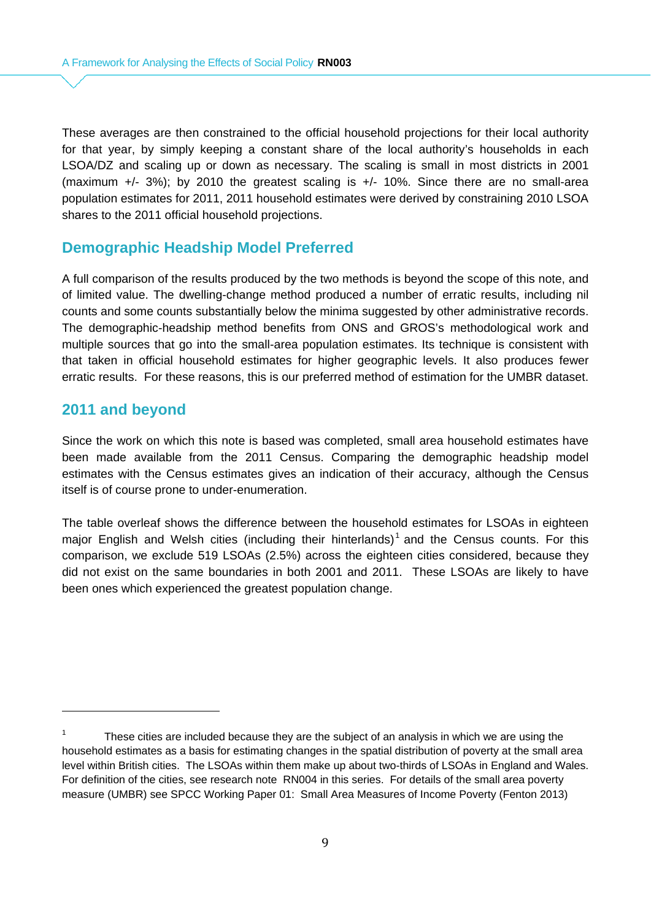These averages are then constrained to the official household projections for their local authority for that year, by simply keeping a constant share of the local authority's households in each LSOA/DZ and scaling up or down as necessary. The scaling is small in most districts in 2001 (maximum +/- 3%); by 2010 the greatest scaling is +/- 10%. Since there are no small-area population estimates for 2011, 2011 household estimates were derived by constraining 2010 LSOA shares to the 2011 official household projections.

## Demographic Headship Model Preferred

A full comparison of the results produced by the two methods is beyond the scope of this note, and of limited value. The dwelling-change method produced a number of erratic results, including nil counts and some counts substantially below the minima suggested by other administrative records. The demographic-headship method benefits from ONS and GROS's methodological work and multiple sources that go into the small-area population estimates. Its technique is consistent with that taken in official household estimates for higher geographic levels. It also produces fewer erratic results. For these reasons, this is our preferred method of estimation for the UMBR dataset.

## 2011 and beyond

Since the work on which this note is based was completed, small area household estimates have been made available from the 2011 Census. Comparing the demographic headship model estimates with the Census estimates gives an indication of their accuracy, although the Census itself is of course prone to under-enumeration.

The table overleaf shows the difference between the household estimates for LSOAs in eighteen major English and Welsh cities (including their hinterlands)[1] and the Census counts. For this comparison, we exclude 519 LSOAs (2.5%) across the eighteen cities considered, because they did not exist on the same boundaries in both 2001 and 2011. These LSOAs are likely to have been ones which experienced the greatest population change.

---

[1] These cities are included because they are the subject of an analysis in which we are using the household estimates as a basis for estimating changes in the spatial distribution of poverty at the small area level within British cities. The LSOAs within them make up about two-thirds of LSOAs in England and Wales. For definition of the cities, see research note RN004 in this series. For details of the small area poverty measure (UMBR) see SPCC Working Paper 01: Small Area Measures of Income Poverty (Fenton 2013)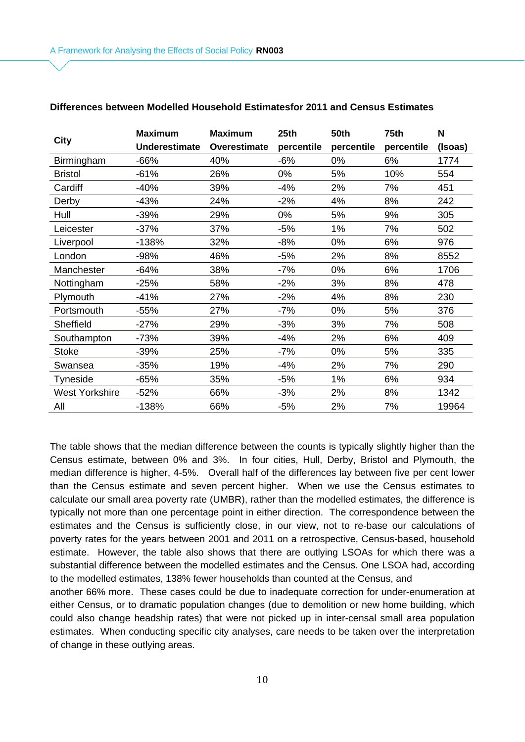**Differences between Modelled Household Estimatesfor 2011 and Census Estimates**

| City | Maximum Underestimate | Maximum Overestimate | 25th percentile | 50th percentile | 75th percentile | N (lsoas) |
|---|---|---|---|---|---|---|
| Birmingham | -66% | 40% | -6% | 0% | 6% | 1774 |
| Bristol | -61% | 26% | 0% | 5% | 10% | 554 |
| Cardiff | -40% | 39% | -4% | 2% | 7% | 451 |
| Derby | -43% | 24% | -2% | 4% | 8% | 242 |
| Hull | -39% | 29% | 0% | 5% | 9% | 305 |
| Leicester | -37% | 37% | -5% | 1% | 7% | 502 |
| Liverpool | -138% | 32% | -8% | 0% | 6% | 976 |
| London | -98% | 46% | -5% | 2% | 8% | 8552 |
| Manchester | -64% | 38% | -7% | 0% | 6% | 1706 |
| Nottingham | -25% | 58% | -2% | 3% | 8% | 478 |
| Plymouth | -41% | 27% | -2% | 4% | 8% | 230 |
| Portsmouth | -55% | 27% | -7% | 0% | 5% | 376 |
| Sheffield | -27% | 29% | -3% | 3% | 7% | 508 |
| Southampton | -73% | 39% | -4% | 2% | 6% | 409 |
| Stoke | -39% | 25% | -7% | 0% | 5% | 335 |
| Swansea | -35% | 19% | -4% | 2% | 7% | 290 |
| Tyneside | -65% | 35% | -5% | 1% | 6% | 934 |
| West Yorkshire | -52% | 66% | -3% | 2% | 8% | 1342 |
| All | -138% | 66% | -5% | 2% | 7% | 19964 |

The table shows that the median difference between the counts is typically slightly higher than the Census estimate, between 0% and 3%. In four cities, Hull, Derby, Bristol and Plymouth, the median difference is higher, 4-5%. Overall half of the differences lay between five per cent lower than the Census estimate and seven percent higher. When we use the Census estimates to calculate our small area poverty rate (UMBR), rather than the modelled estimates, the difference is typically not more than one percentage point in either direction. The correspondence between the estimates and the Census is sufficiently close, in our view, not to re-base our calculations of poverty rates for the years between 2001 and 2011 on a retrospective, Census-based, household estimate. However, the table also shows that there are outlying LSOAs for which there was a substantial difference between the modelled estimates and the Census. One LSOA had, according to the modelled estimates, 138% fewer households than counted at the Census, and another 66% more. These cases could be due to inadequate correction for under-enumeration at either Census, or to dramatic population changes (due to demolition or new home building, which could also change headship rates) that were not picked up in inter-censal small area population estimates. When conducting specific city analyses, care needs to be taken over the interpretation of change in these outlying areas.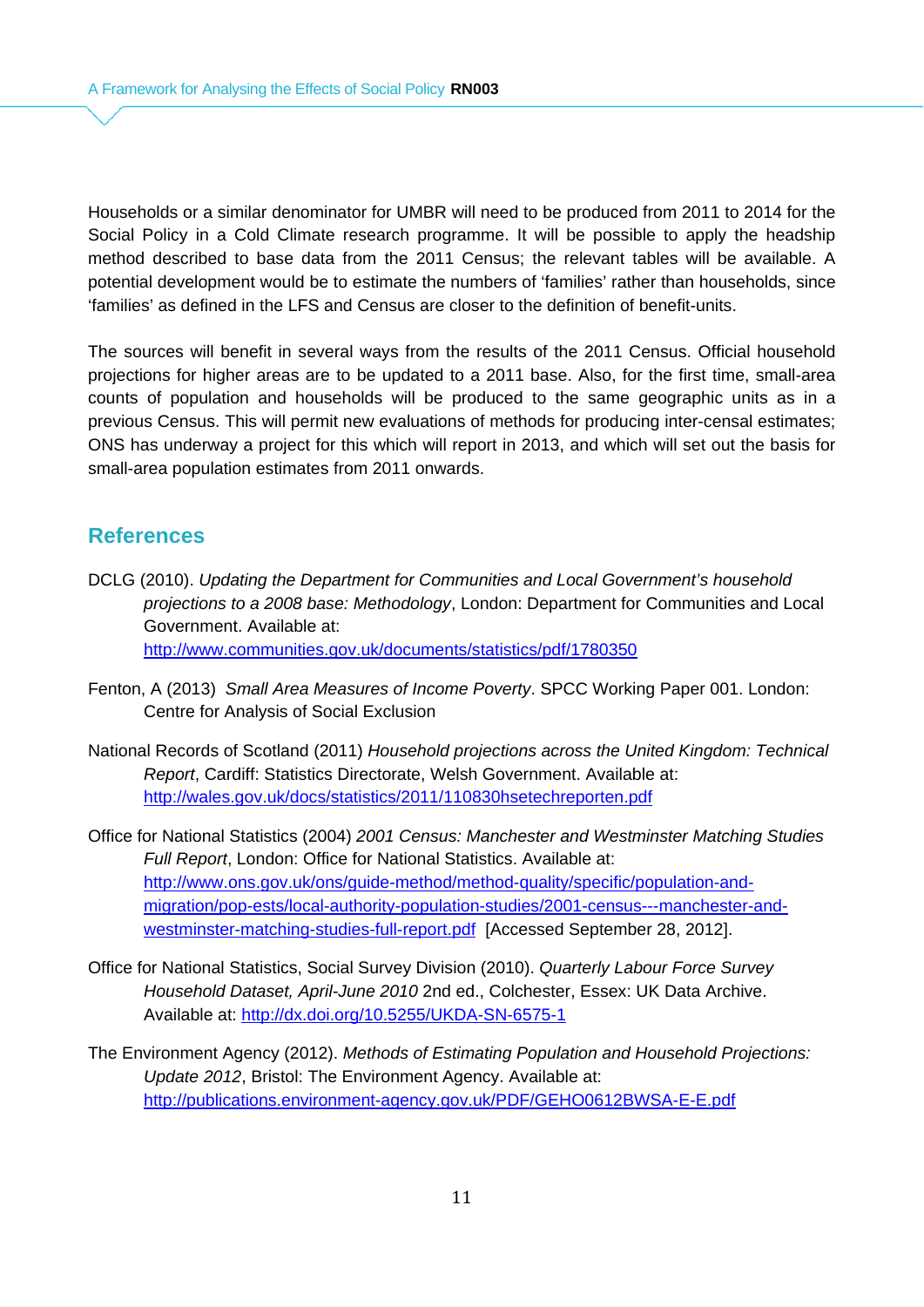Households or a similar denominator for UMBR will need to be produced from 2011 to 2014 for the Social Policy in a Cold Climate research programme. It will be possible to apply the headship method described to base data from the 2011 Census; the relevant tables will be available. A potential development would be to estimate the numbers of 'families' rather than households, since 'families' as defined in the LFS and Census are closer to the definition of benefit-units.

The sources will benefit in several ways from the results of the 2011 Census. Official household projections for higher areas are to be updated to a 2011 base. Also, for the first time, small-area counts of population and households will be produced to the same geographic units as in a previous Census. This will permit new evaluations of methods for producing inter-censal estimates; ONS has underway a project for this which will report in 2013, and which will set out the basis for small-area population estimates from 2011 onwards.

## References

DCLG (2010). *Updating the Department for Communities and Local Government's household projections to a 2008 base: Methodology*, London: Department for Communities and Local Government. Available at: http://www.communities.gov.uk/documents/statistics/pdf/1780350

Fenton, A (2013) *Small Area Measures of Income Poverty*. SPCC Working Paper 001. London: Centre for Analysis of Social Exclusion

National Records of Scotland (2011) *Household projections across the United Kingdom: Technical Report*, Cardiff: Statistics Directorate, Welsh Government. Available at: http://wales.gov.uk/docs/statistics/2011/110830hsetechreporten.pdf

Office for National Statistics (2004) *2001 Census: Manchester and Westminster Matching Studies Full Report*, London: Office for National Statistics. Available at: http://www.ons.gov.uk/ons/guide-method/method-quality/specific/population-and-migration/pop-ests/local-authority-population-studies/2001-census---manchester-and-westminster-matching-studies-full-report.pdf [Accessed September 28, 2012].

Office for National Statistics, Social Survey Division (2010). *Quarterly Labour Force Survey Household Dataset, April-June 2010* 2nd ed., Colchester, Essex: UK Data Archive. Available at: http://dx.doi.org/10.5255/UKDA-SN-6575-1

The Environment Agency (2012). *Methods of Estimating Population and Household Projections: Update 2012*, Bristol: The Environment Agency. Available at: http://publications.environment-agency.gov.uk/PDF/GEHO0612BWSA-E-E.pdf